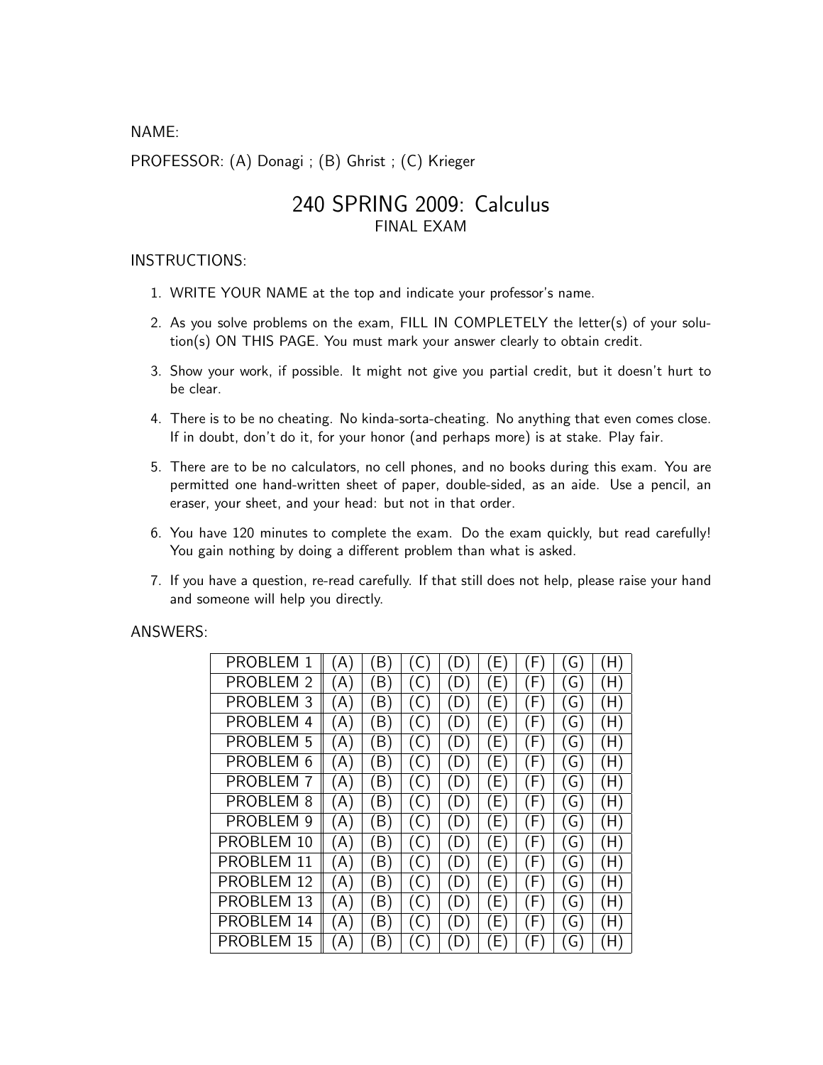NAME:

PROFESSOR: (A) Donagi ; (B) Ghrist ; (C) Krieger

# 240 SPRING 2009: Calculus

## FINAL EXAM

INSTRUCTIONS:

1. WRITE YOUR NAME at the top and indicate your professor's name.
2. As you solve problems on the exam, FILL IN COMPLETELY the letter(s) of your solution(s) ON THIS PAGE. You must mark your answer clearly to obtain credit.
3. Show your work, if possible. It might not give you partial credit, but it doesn't hurt to be clear.
4. There is to be no cheating. No kinda-sorta-cheating. No anything that even comes close. If in doubt, don't do it, for your honor (and perhaps more) is at stake. Play fair.
5. There are to be no calculators, no cell phones, and no books during this exam. You are permitted one hand-written sheet of paper, double-sided, as an aide. Use a pencil, an eraser, your sheet, and your head: but not in that order.
6. You have 120 minutes to complete the exam. Do the exam quickly, but read carefully! You gain nothing by doing a different problem than what is asked.
7. If you have a question, re-read carefully. If that still does not help, please raise your hand and someone will help you directly.

ANSWERS:

| | | | | | | | | |
|---|---|---|---|---|---|---|---|---|
| PROBLEM 1 | (A) | (B) | (C) | (D) | (E) | (F) | (G) | (H) |
| PROBLEM 2 | (A) | (B) | (C) | (D) | (E) | (F) | (G) | (H) |
| PROBLEM 3 | (A) | (B) | (C) | (D) | (E) | (F) | (G) | (H) |
| PROBLEM 4 | (A) | (B) | (C) | (D) | (E) | (F) | (G) | (H) |
| PROBLEM 5 | (A) | (B) | (C) | (D) | (E) | (F) | (G) | (H) |
| PROBLEM 6 | (A) | (B) | (C) | (D) | (E) | (F) | (G) | (H) |
| PROBLEM 7 | (A) | (B) | (C) | (D) | (E) | (F) | (G) | (H) |
| PROBLEM 8 | (A) | (B) | (C) | (D) | (E) | (F) | (G) | (H) |
| PROBLEM 9 | (A) | (B) | (C) | (D) | (E) | (F) | (G) | (H) |
| PROBLEM 10 | (A) | (B) | (C) | (D) | (E) | (F) | (G) | (H) |
| PROBLEM 11 | (A) | (B) | (C) | (D) | (E) | (F) | (G) | (H) |
| PROBLEM 12 | (A) | (B) | (C) | (D) | (E) | (F) | (G) | (H) |
| PROBLEM 13 | (A) | (B) | (C) | (D) | (E) | (F) | (G) | (H) |
| PROBLEM 14 | (A) | (B) | (C) | (D) | (E) | (F) | (G) | (H) |
| PROBLEM 15 | (A) | (B) | (C) | (D) | (E) | (F) | (G) | (H) |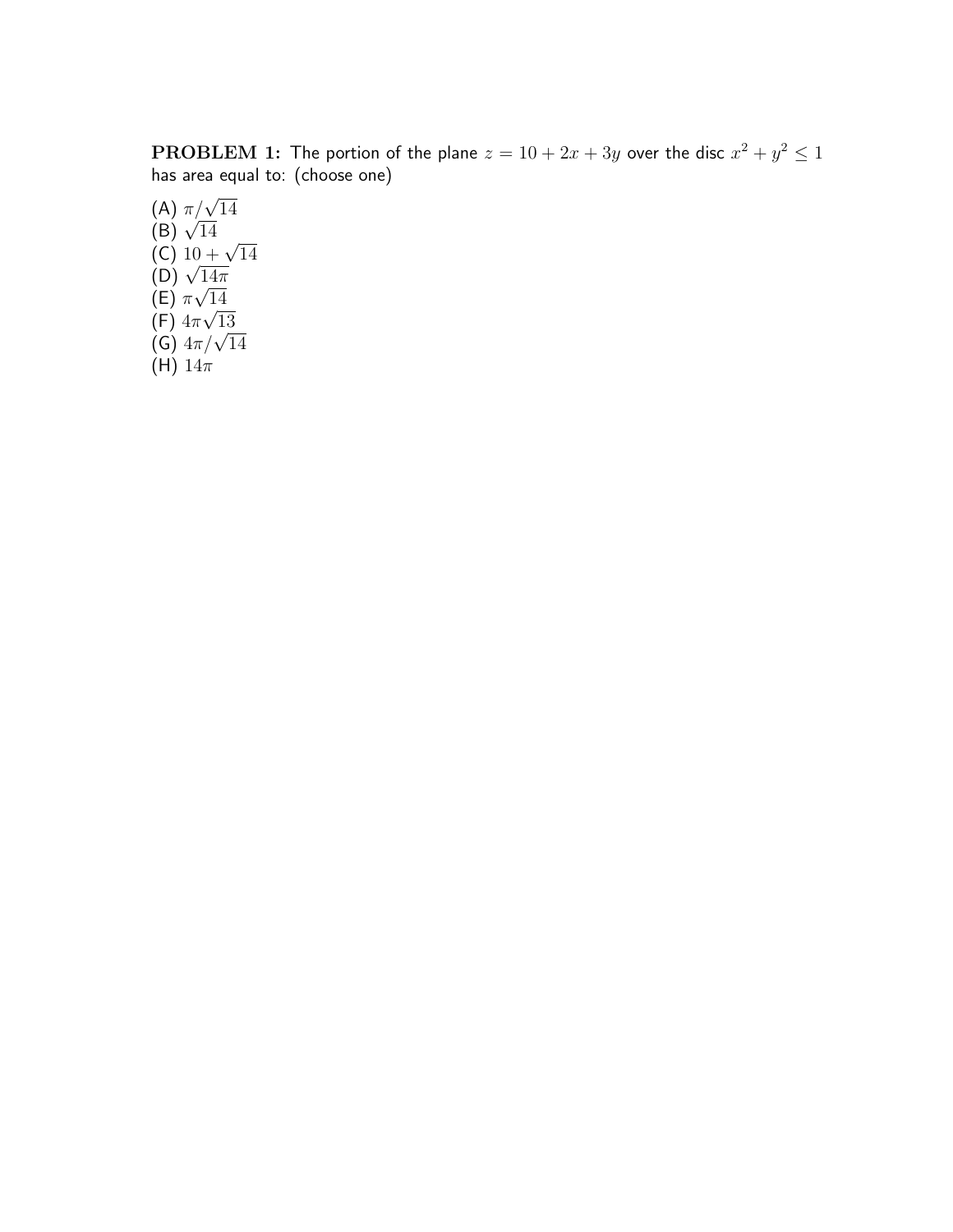**PROBLEM 1:** The portion of the plane $z = 10 + 2x + 3y$ over the disc $x^2 + y^2 \leq 1$ has area equal to: (choose one)

(A) $\pi/\sqrt{14}$
(B) $\sqrt{14}$
(C) $10 + \sqrt{14}$
(D) $\sqrt{14\pi}$
(E) $\pi\sqrt{14}$
(F) $4\pi\sqrt{13}$
(G) $4\pi/\sqrt{14}$
(H) $14\pi$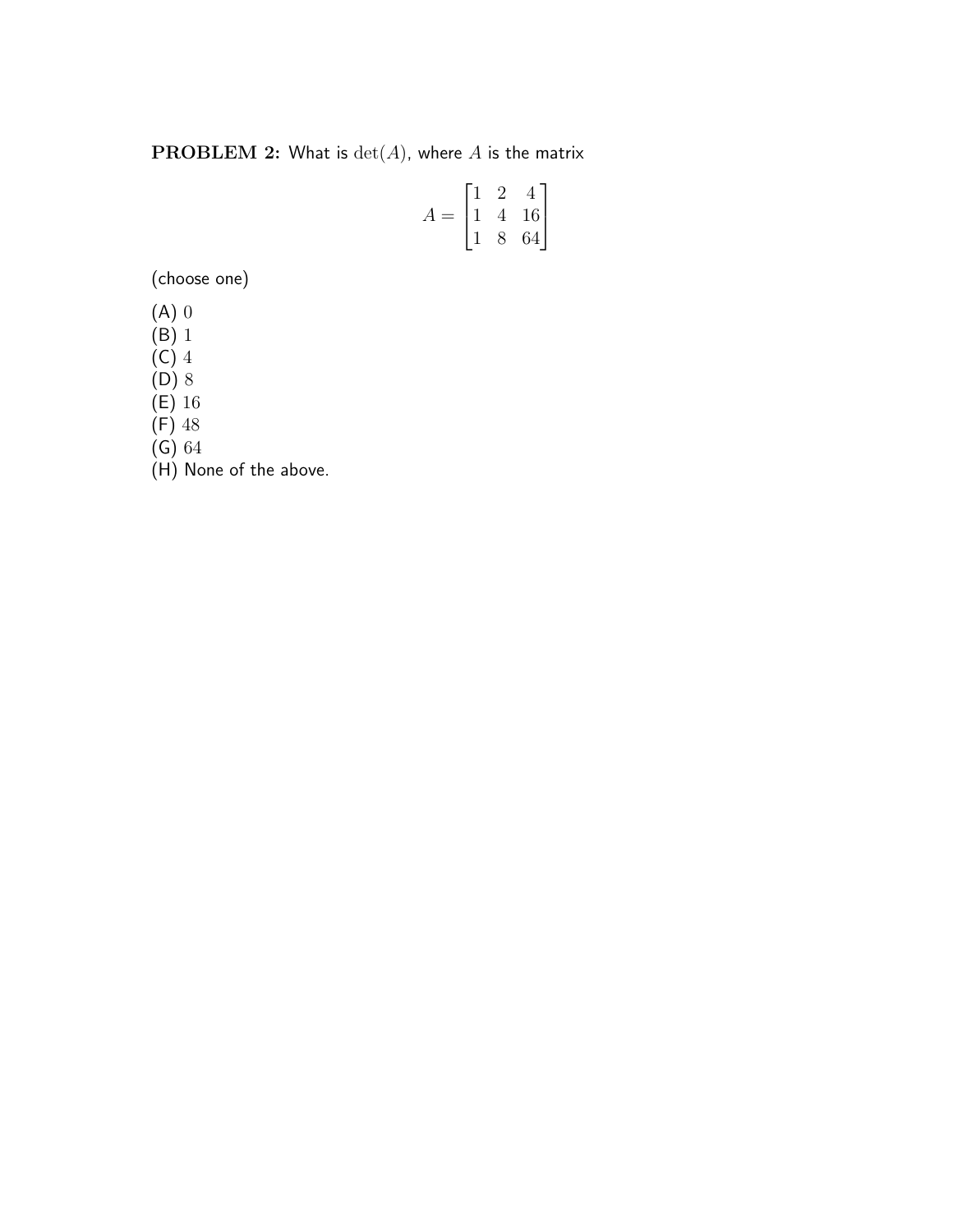**PROBLEM 2:** What is $\det(A)$, where $A$ is the matrix

$$A = \begin{bmatrix} 1 & 2 & 4 \\ 1 & 4 & 16 \\ 1 & 8 & 64 \end{bmatrix}$$

(choose one)

(A) $0$
(B) $1$
(C) $4$
(D) $8$
(E) $16$
(F) $48$
(G) $64$
(H) None of the above.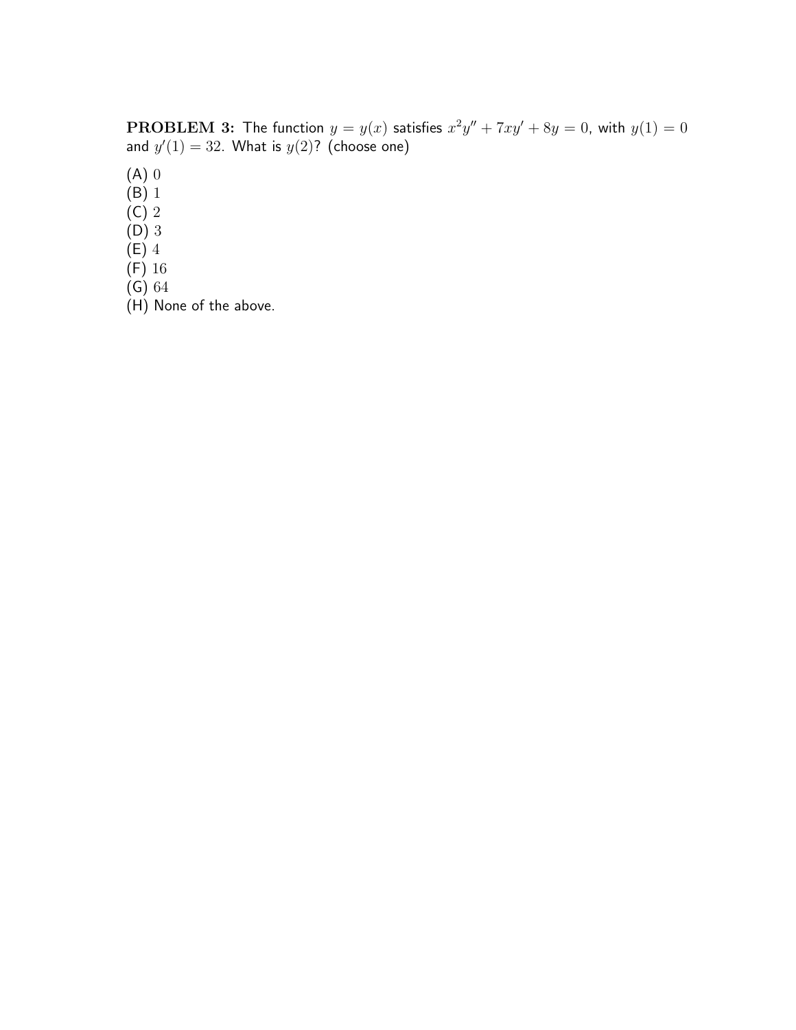**PROBLEM 3:** The function $y = y(x)$ satisfies $x^2y'' + 7xy' + 8y = 0$, with $y(1) = 0$ and $y'(1) = 32$. What is $y(2)$? (choose one)

(A) $0$
(B) $1$
(C) $2$
(D) $3$
(E) $4$
(F) $16$
(G) $64$
(H) None of the above.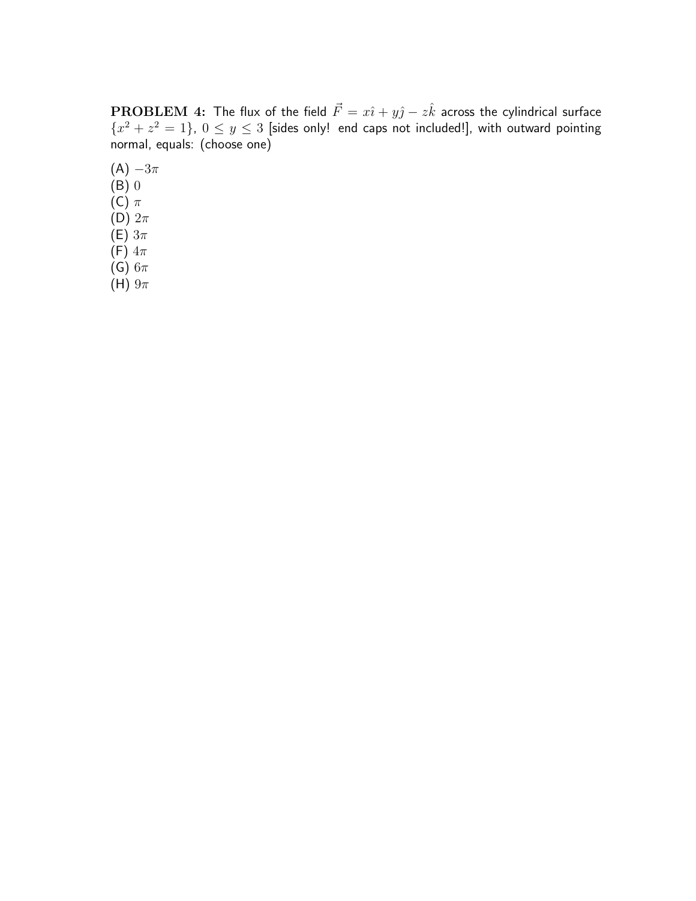**PROBLEM 4:** The flux of the field $\vec{F} = x\hat{\imath} + y\hat{\jmath} - z\hat{k}$ across the cylindrical surface $\{x^2 + z^2 = 1\}$, $0 \leq y \leq 3$ [sides only! end caps not included!], with outward pointing normal, equals: (choose one)

(A) $-3\pi$
(B) $0$
(C) $\pi$
(D) $2\pi$
(E) $3\pi$
(F) $4\pi$
(G) $6\pi$
(H) $9\pi$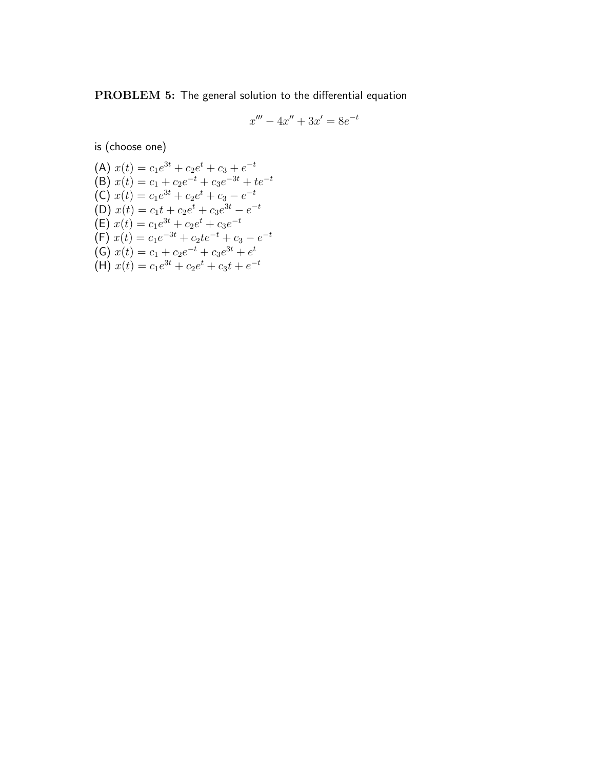**PROBLEM 5:** The general solution to the differential equation

$$x''' - 4x'' + 3x' = 8e^{-t}$$

is (choose one)

(A) $x(t) = c_1e^{3t} + c_2e^t + c_3 + e^{-t}$
(B) $x(t) = c_1 + c_2e^{-t} + c_3e^{-3t} + te^{-t}$
(C) $x(t) = c_1e^{3t} + c_2e^t + c_3 - e^{-t}$
(D) $x(t) = c_1t + c_2e^t + c_3e^{3t} - e^{-t}$
(E) $x(t) = c_1e^{3t} + c_2e^t + c_3e^{-t}$
(F) $x(t) = c_1e^{-3t} + c_2te^{-t} + c_3 - e^{-t}$
(G) $x(t) = c_1 + c_2e^{-t} + c_3e^{3t} + e^t$
(H) $x(t) = c_1e^{3t} + c_2e^t + c_3t + e^{-t}$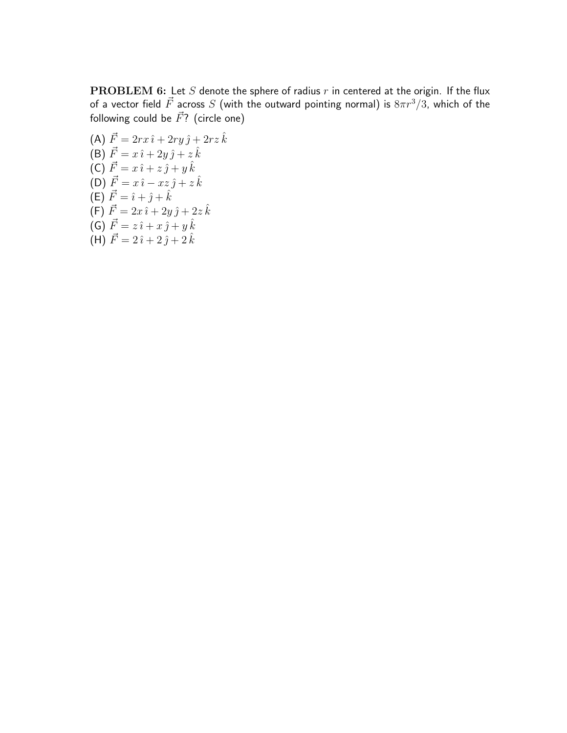**PROBLEM 6:** Let $S$ denote the sphere of radius $r$ in centered at the origin. If the flux of a vector field $\vec{F}$ across $S$ (with the outward pointing normal) is $8\pi r^3/3$, which of the following could be $\vec{F}$? (circle one)

(A) $\vec{F} = 2rx\,\hat{\imath} + 2ry\,\hat{\jmath} + 2rz\,\hat{k}$
(B) $\vec{F} = x\,\hat{\imath} + 2y\,\hat{\jmath} + z\,\hat{k}$
(C) $\vec{F} = x\,\hat{\imath} + z\,\hat{\jmath} + y\,\hat{k}$
(D) $\vec{F} = x\,\hat{\imath} - xz\,\hat{\jmath} + z\,\hat{k}$
(E) $\vec{F} = \hat{\imath} + \hat{\jmath} + \hat{k}$
(F) $\vec{F} = 2x\,\hat{\imath} + 2y\,\hat{\jmath} + 2z\,\hat{k}$
(G) $\vec{F} = z\,\hat{\imath} + x\,\hat{\jmath} + y\,\hat{k}$
(H) $\vec{F} = 2\,\hat{\imath} + 2\,\hat{\jmath} + 2\,\hat{k}$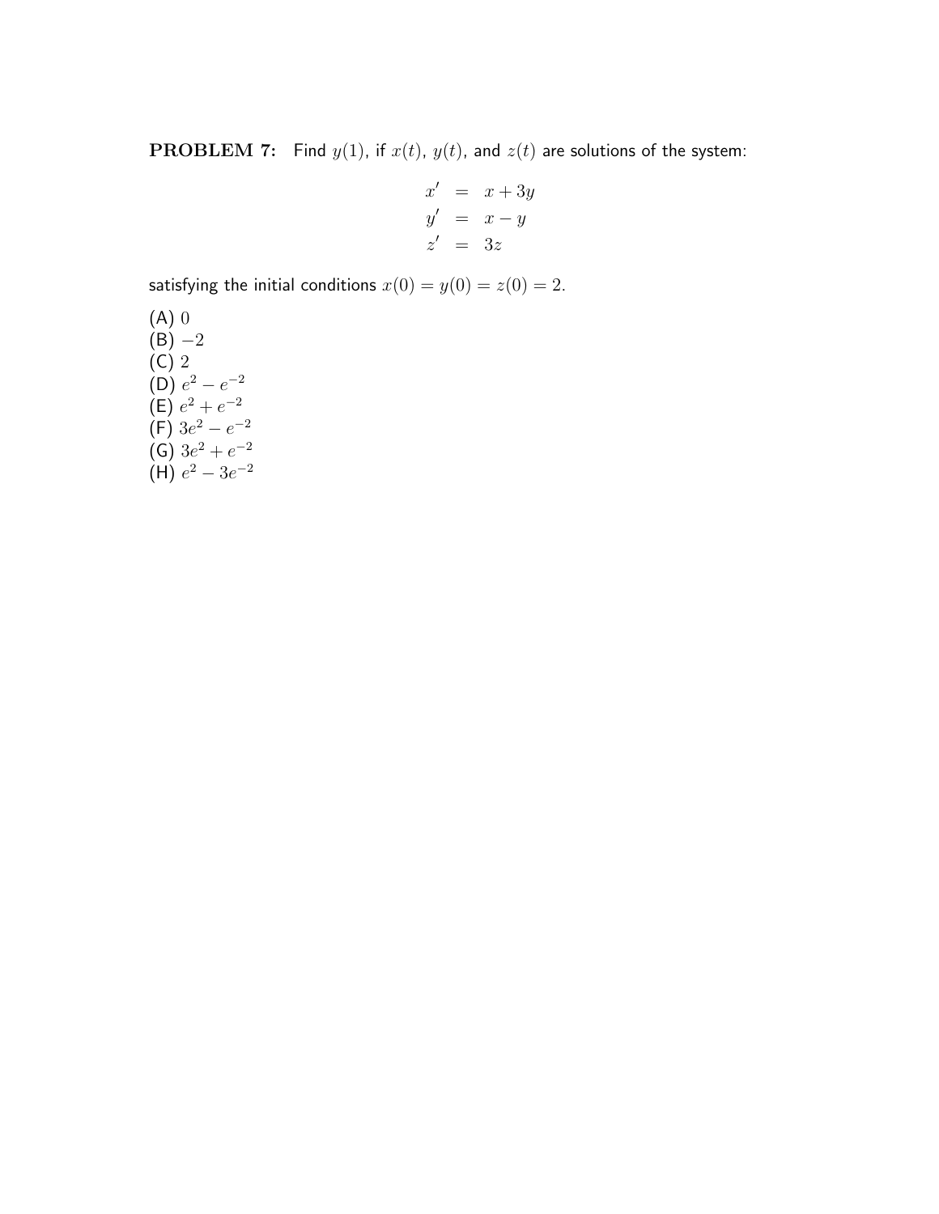**PROBLEM 7:** Find $y(1)$, if $x(t)$, $y(t)$, and $z(t)$ are solutions of the system:

$$\begin{aligned} x' &= x + 3y \\ y' &= x - y \\ z' &= 3z \end{aligned}$$

satisfying the initial conditions $x(0) = y(0) = z(0) = 2$.

(A) $0$
(B) $-2$
(C) $2$
(D) $e^2 - e^{-2}$
(E) $e^2 + e^{-2}$
(F) $3e^2 - e^{-2}$
(G) $3e^2 + e^{-2}$
(H) $e^2 - 3e^{-2}$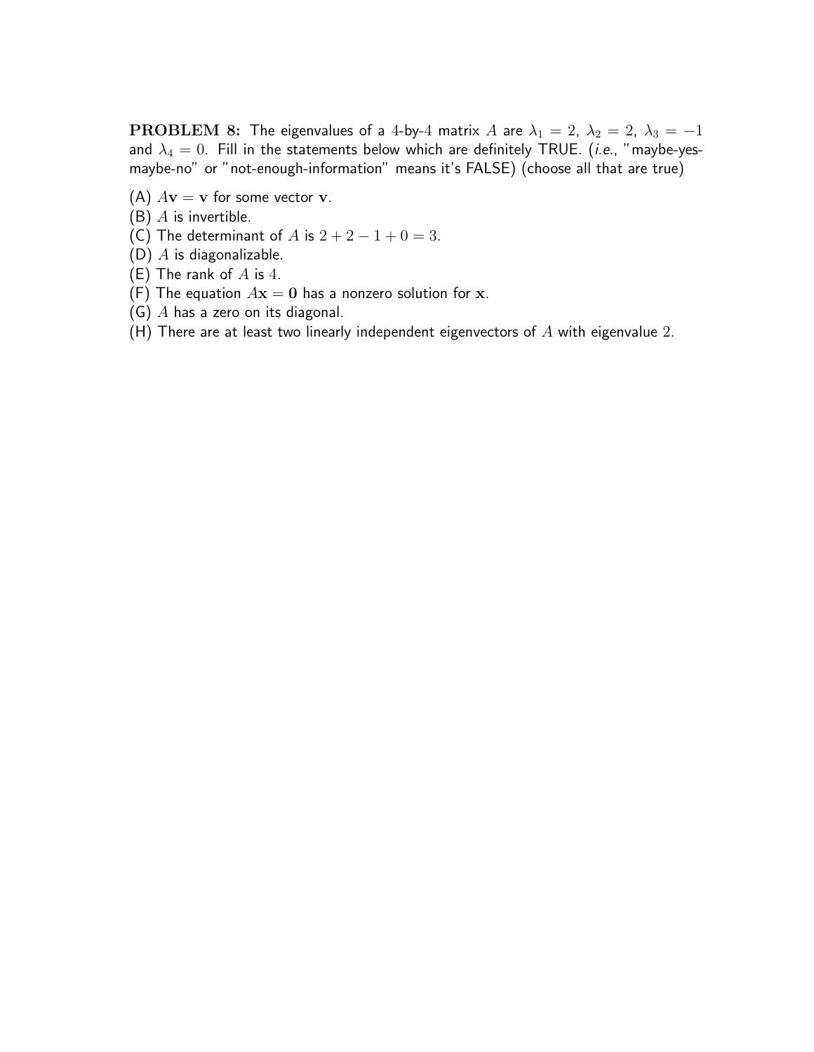**PROBLEM 8:** The eigenvalues of a 4-by-4 matrix $A$ are $\lambda_1 = 2$, $\lambda_2 = 2$, $\lambda_3 = -1$ and $\lambda_4 = 0$. Fill in the statements below which are definitely TRUE. (*i.e.*, "maybe-yes-maybe-no" or "not-enough-information" means it's FALSE) (choose all that are true)

(A) $A\mathbf{v} = \mathbf{v}$ for some vector $\mathbf{v}$.

(B) $A$ is invertible.

(C) The determinant of $A$ is $2 + 2 - 1 + 0 = 3$.

(D) $A$ is diagonalizable.

(E) The rank of $A$ is $4$.

(F) The equation $A\mathbf{x} = \mathbf{0}$ has a nonzero solution for $\mathbf{x}$.

(G) $A$ has a zero on its diagonal.

(H) There are at least two linearly independent eigenvectors of $A$ with eigenvalue $2$.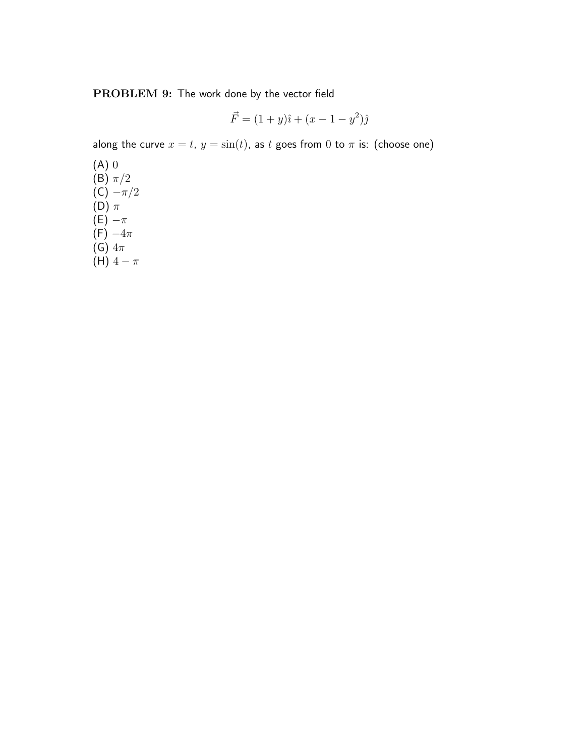**PROBLEM 9:** The work done by the vector field

$$\vec{F} = (1 + y)\hat{\imath} + (x - 1 - y^2)\hat{\jmath}$$

along the curve $x = t$, $y = \sin(t)$, as $t$ goes from $0$ to $\pi$ is: (choose one)

(A) $0$
(B) $\pi/2$
(C) $-\pi/2$
(D) $\pi$
(E) $-\pi$
(F) $-4\pi$
(G) $4\pi$
(H) $4 - \pi$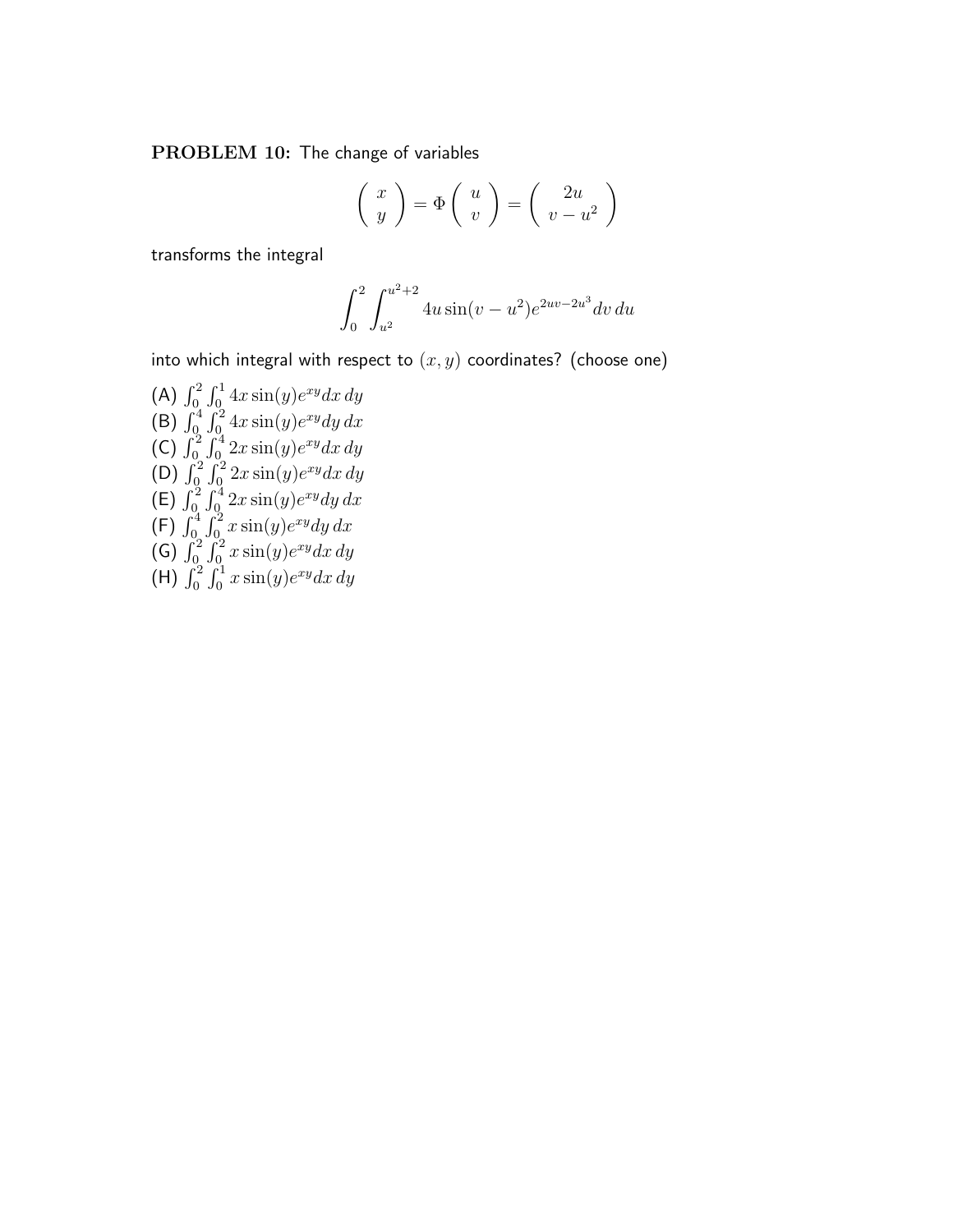**PROBLEM 10:** The change of variables

$$\begin{pmatrix} x \\ y \end{pmatrix} = \Phi \begin{pmatrix} u \\ v \end{pmatrix} = \begin{pmatrix} 2u \\ v - u^2 \end{pmatrix}$$

transforms the integral

$$\int_0^2 \int_{u^2}^{u^2+2} 4u \sin(v - u^2) e^{2uv - 2u^3} dv\, du$$

into which integral with respect to $(x, y)$ coordinates? (choose one)

(A) $\int_0^2 \int_0^1 4x \sin(y) e^{xy} dx\, dy$
(B) $\int_0^4 \int_0^2 4x \sin(y) e^{xy} dy\, dx$
(C) $\int_0^2 \int_0^4 2x \sin(y) e^{xy} dx\, dy$
(D) $\int_0^2 \int_0^2 2x \sin(y) e^{xy} dx\, dy$
(E) $\int_0^2 \int_0^4 2x \sin(y) e^{xy} dy\, dx$
(F) $\int_0^4 \int_0^2 x \sin(y) e^{xy} dy\, dx$
(G) $\int_0^2 \int_0^2 x \sin(y) e^{xy} dx\, dy$
(H) $\int_0^2 \int_0^1 x \sin(y) e^{xy} dx\, dy$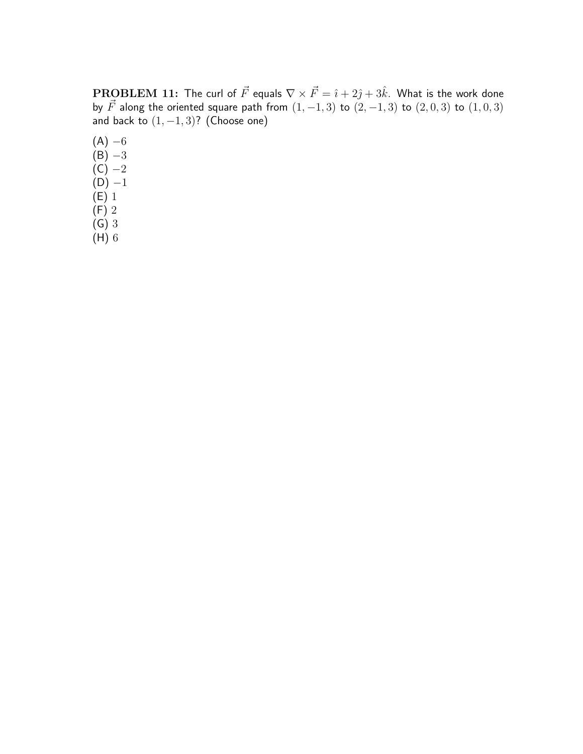**PROBLEM 11:** The curl of $\vec{F}$ equals $\nabla \times \vec{F} = \hat{\imath} + 2\hat{\jmath} + 3\hat{k}$. What is the work done by $\vec{F}$ along the oriented square path from $(1, -1, 3)$ to $(2, -1, 3)$ to $(2, 0, 3)$ to $(1, 0, 3)$ and back to $(1, -1, 3)$? (Choose one)

(A) $-6$  
(B) $-3$  
(C) $-2$  
(D) $-1$  
(E) $1$  
(F) $2$  
(G) $3$  
(H) $6$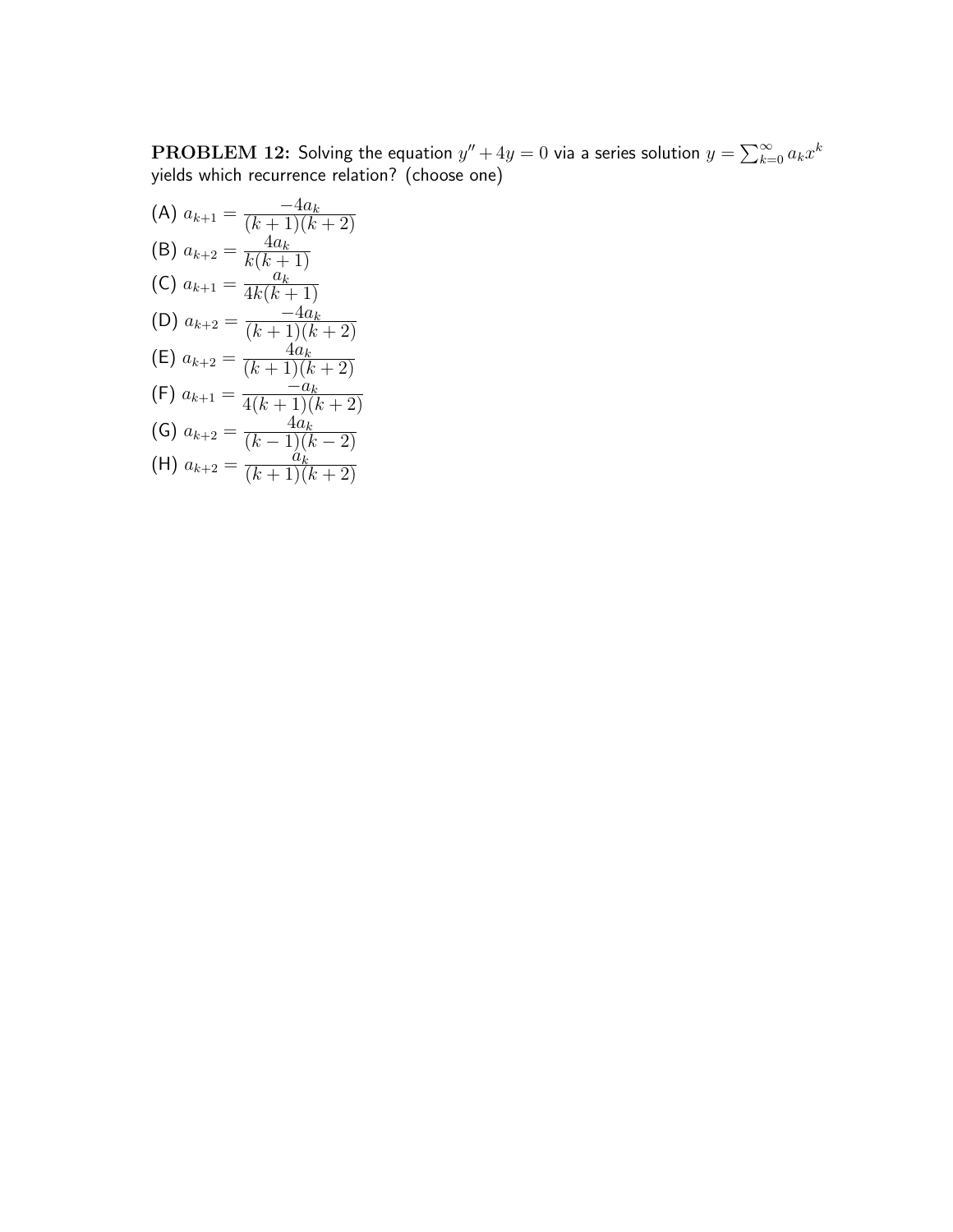**PROBLEM 12:** Solving the equation $y'' + 4y = 0$ via a series solution $y = \sum_{k=0}^{\infty} a_k x^k$ yields which recurrence relation? (choose one)

(A) $a_{k+1} = \dfrac{-4a_k}{(k+1)(k+2)}$

(B) $a_{k+2} = \dfrac{4a_k}{k(k+1)}$

(C) $a_{k+1} = \dfrac{a_k}{4k(k+1)}$

(D) $a_{k+2} = \dfrac{-4a_k}{(k+1)(k+2)}$

(E) $a_{k+2} = \dfrac{4a_k}{(k+1)(k+2)}$

(F) $a_{k+1} = \dfrac{-a_k}{4(k+1)(k+2)}$

(G) $a_{k+2} = \dfrac{4a_k}{(k-1)(k-2)}$

(H) $a_{k+2} = \dfrac{a_k}{(k+1)(k+2)}$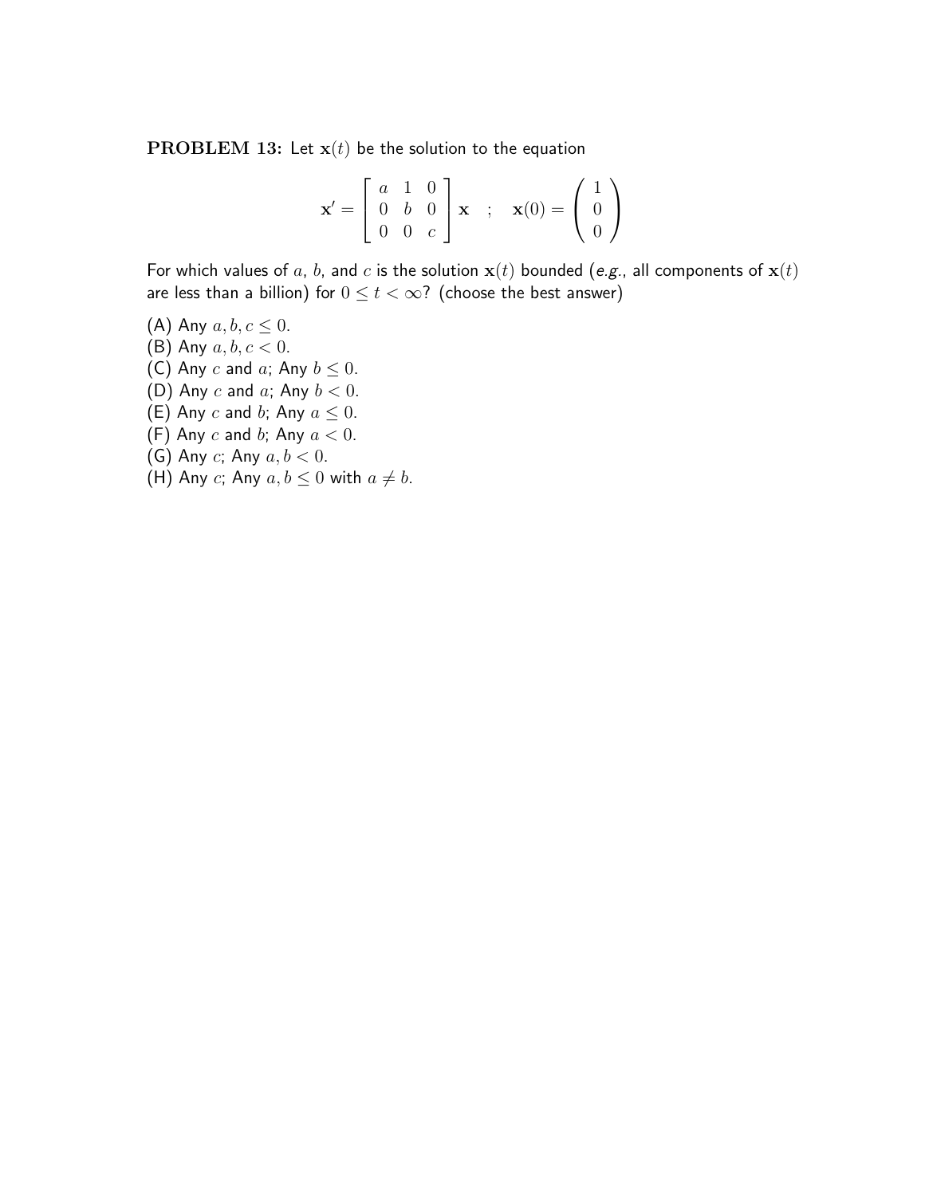**PROBLEM 13:** Let $\mathbf{x}(t)$ be the solution to the equation

$$\mathbf{x}' = \begin{bmatrix} a & 1 & 0 \\ 0 & b & 0 \\ 0 & 0 & c \end{bmatrix} \mathbf{x} \quad ; \quad \mathbf{x}(0) = \begin{pmatrix} 1 \\ 0 \\ 0 \end{pmatrix}$$

For which values of $a$, $b$, and $c$ is the solution $\mathbf{x}(t)$ bounded (*e.g.*, all components of $\mathbf{x}(t)$ are less than a billion) for $0 \leq t < \infty$? (choose the best answer)

(A) Any $a, b, c \leq 0$.
(B) Any $a, b, c < 0$.
(C) Any $c$ and $a$; Any $b \leq 0$.
(D) Any $c$ and $a$; Any $b < 0$.
(E) Any $c$ and $b$; Any $a \leq 0$.
(F) Any $c$ and $b$; Any $a < 0$.
(G) Any $c$; Any $a, b < 0$.
(H) Any $c$; Any $a, b \leq 0$ with $a \neq b$.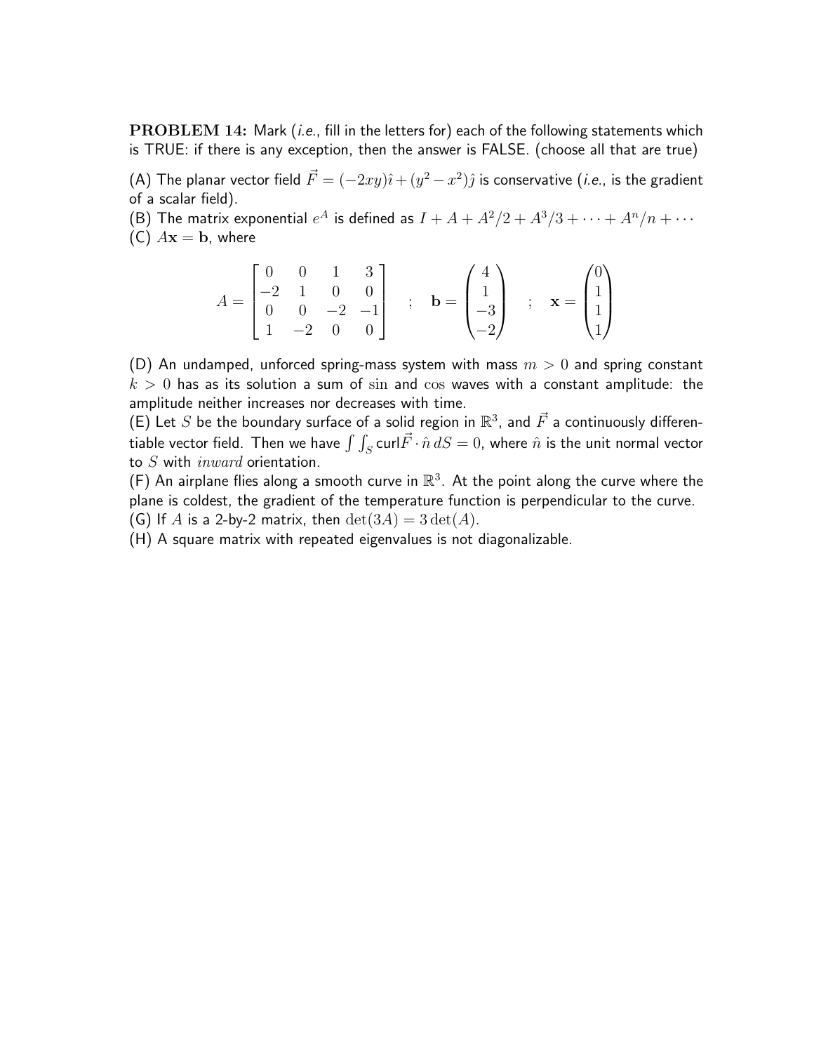**PROBLEM 14:** Mark (*i.e.*, fill in the letters for) each of the following statements which is TRUE: if there is any exception, then the answer is FALSE. (choose all that are true)

(A) The planar vector field $\vec{F} = (-2xy)\hat{\imath} + (y^2 - x^2)\hat{\jmath}$ is conservative (*i.e.*, is the gradient of a scalar field).

(B) The matrix exponential $e^A$ is defined as $I + A + A^2/2 + A^3/3 + \cdots + A^n/n + \cdots$

(C) $A\mathbf{x} = \mathbf{b}$, where

$$A = \begin{bmatrix} 0 & 0 & 1 & 3 \\ -2 & 1 & 0 & 0 \\ 0 & 0 & -2 & -1 \\ 1 & -2 & 0 & 0 \end{bmatrix} \quad ; \quad \mathbf{b} = \begin{pmatrix} 4 \\ 1 \\ -3 \\ -2 \end{pmatrix} \quad ; \quad \mathbf{x} = \begin{pmatrix} 0 \\ 1 \\ 1 \\ 1 \end{pmatrix}$$

(D) An undamped, unforced spring-mass system with mass $m > 0$ and spring constant $k > 0$ has as its solution a sum of $\sin$ and $\cos$ waves with a constant amplitude: the amplitude neither increases nor decreases with time.

(E) Let $S$ be the boundary surface of a solid region in $\mathbb{R}^3$, and $\vec{F}$ a continuously differentiable vector field. Then we have $\int\int_S \text{curl}\vec{F} \cdot \hat{n}\, dS = 0$, where $\hat{n}$ is the unit normal vector to $S$ with *inward* orientation.

(F) An airplane flies along a smooth curve in $\mathbb{R}^3$. At the point along the curve where the plane is coldest, the gradient of the temperature function is perpendicular to the curve.

(G) If $A$ is a 2-by-2 matrix, then $\det(3A) = 3\det(A)$.

(H) A square matrix with repeated eigenvalues is not diagonalizable.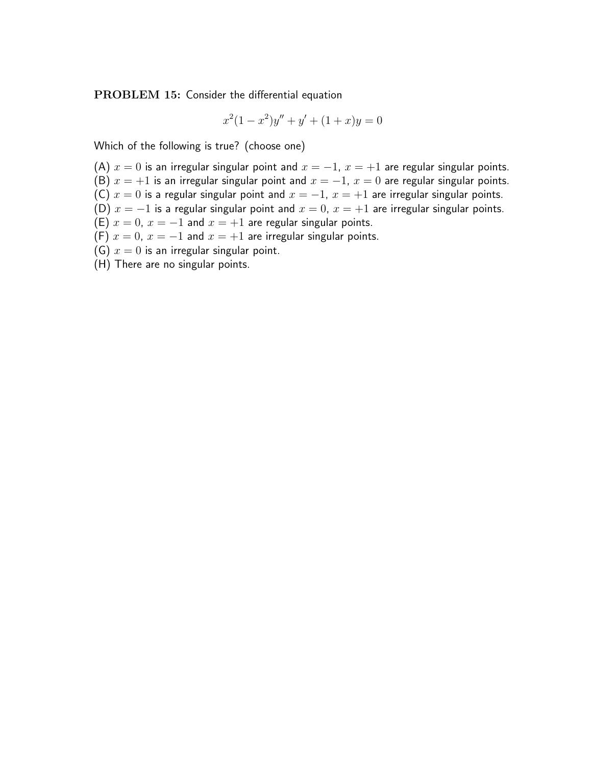**PROBLEM 15:** Consider the differential equation

$$x^2(1-x^2)y'' + y' + (1+x)y = 0$$

Which of the following is true? (choose one)

(A) $x = 0$ is an irregular singular point and $x = -1$, $x = +1$ are regular singular points.
(B) $x = +1$ is an irregular singular point and $x = -1$, $x = 0$ are regular singular points.
(C) $x = 0$ is a regular singular point and $x = -1$, $x = +1$ are irregular singular points.
(D) $x = -1$ is a regular singular point and $x = 0$, $x = +1$ are irregular singular points.
(E) $x = 0$, $x = -1$ and $x = +1$ are regular singular points.
(F) $x = 0$, $x = -1$ and $x = +1$ are irregular singular points.
(G) $x = 0$ is an irregular singular point.
(H) There are no singular points.